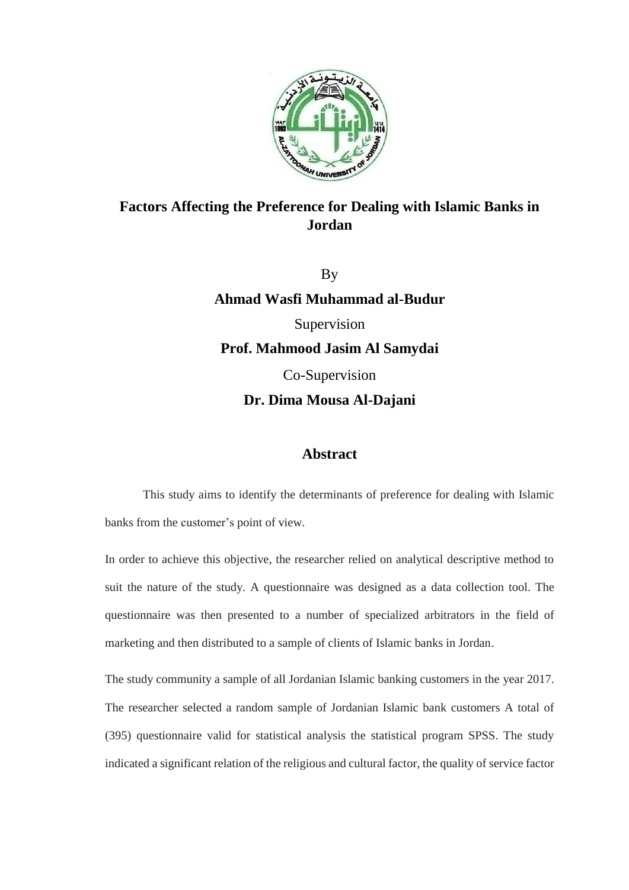# Factors Affecting the Preference for Dealing with Islamic Banks in Jordan

By

**Ahmad Wasfi Muhammad al-Budur**

Supervision

**Prof. Mahmood Jasim Al Samydai**

Co-Supervision

**Dr. Dima Mousa Al-Dajani**

## Abstract

This study aims to identify the determinants of preference for dealing with Islamic banks from the customer's point of view.

In order to achieve this objective, the researcher relied on analytical descriptive method to suit the nature of the study. A questionnaire was designed as a data collection tool. The questionnaire was then presented to a number of specialized arbitrators in the field of marketing and then distributed to a sample of clients of Islamic banks in Jordan.

The study community a sample of all Jordanian Islamic banking customers in the year 2017. The researcher selected a random sample of Jordanian Islamic bank customers A total of (395) questionnaire valid for statistical analysis the statistical program SPSS. The study indicated a significant relation of the religious and cultural factor, the quality of service factor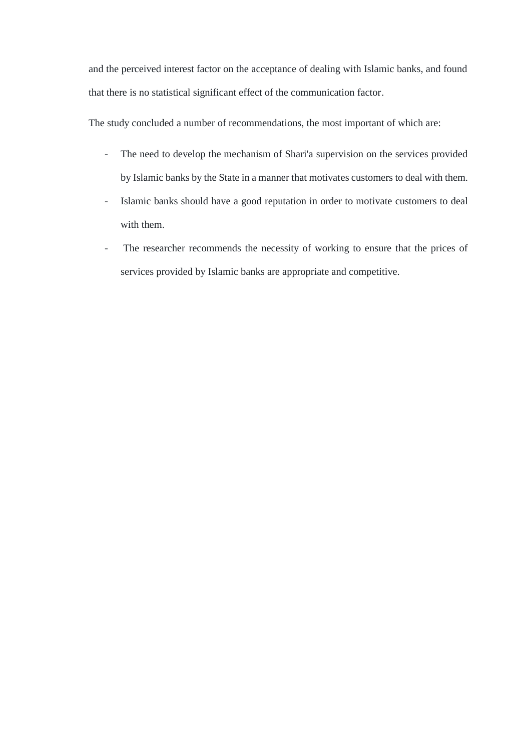and the perceived interest factor on the acceptance of dealing with Islamic banks, and found that there is no statistical significant effect of the communication factor.

The study concluded a number of recommendations, the most important of which are:

- The need to develop the mechanism of Shari'a supervision on the services provided by Islamic banks by the State in a manner that motivates customers to deal with them.
- Islamic banks should have a good reputation in order to motivate customers to deal with them.
- The researcher recommends the necessity of working to ensure that the prices of services provided by Islamic banks are appropriate and competitive.